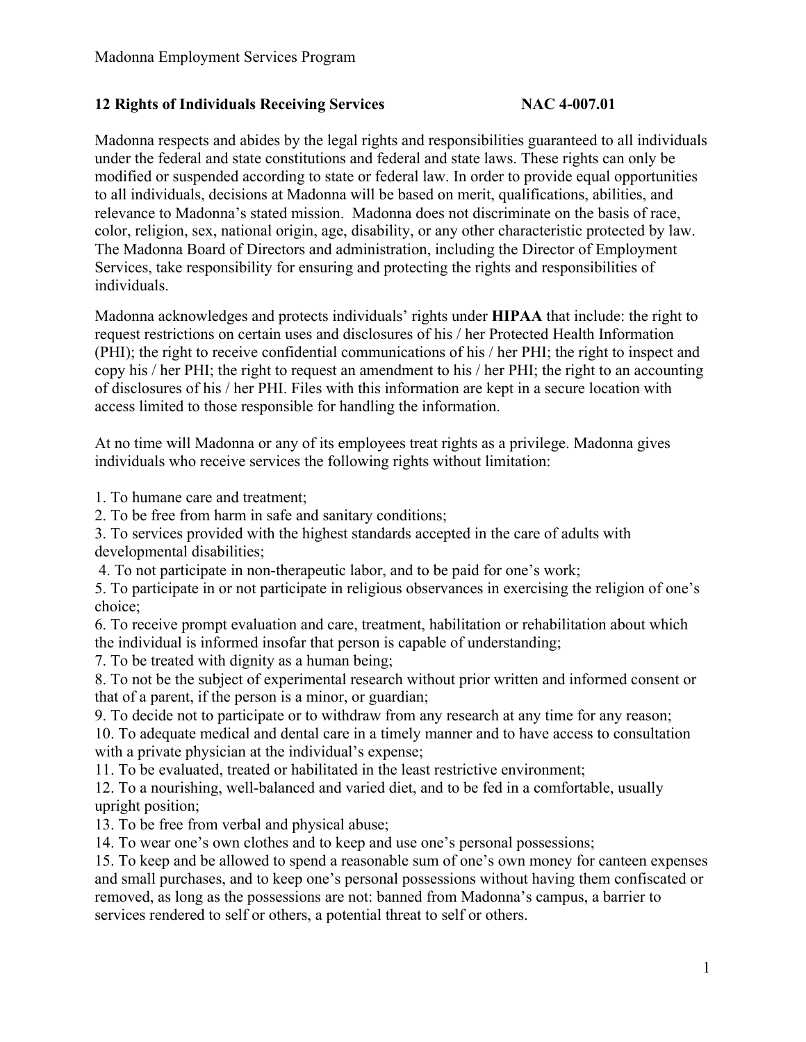Madonna Employment Services Program

## 12 Rights of Individuals Receiving Services NAC 4-007.01

Madonna respects and abides by the legal rights and responsibilities guaranteed to all individuals under the federal and state constitutions and federal and state laws. These rights can only be modified or suspended according to state or federal law. In order to provide equal opportunities to all individuals, decisions at Madonna will be based on merit, qualifications, abilities, and relevance to Madonna's stated mission. Madonna does not discriminate on the basis of race, color, religion, sex, national origin, age, disability, or any other characteristic protected by law. The Madonna Board of Directors and administration, including the Director of Employment Services, take responsibility for ensuring and protecting the rights and responsibilities of individuals.

Madonna acknowledges and protects individuals' rights under **HIPAA** that include: the right to request restrictions on certain uses and disclosures of his / her Protected Health Information (PHI); the right to receive confidential communications of his / her PHI; the right to inspect and copy his / her PHI; the right to request an amendment to his / her PHI; the right to an accounting of disclosures of his / her PHI. Files with this information are kept in a secure location with access limited to those responsible for handling the information.

At no time will Madonna or any of its employees treat rights as a privilege. Madonna gives individuals who receive services the following rights without limitation:

1. To humane care and treatment;
2. To be free from harm in safe and sanitary conditions;
3. To services provided with the highest standards accepted in the care of adults with developmental disabilities;
4. To not participate in non-therapeutic labor, and to be paid for one's work;
5. To participate in or not participate in religious observances in exercising the religion of one's choice;
6. To receive prompt evaluation and care, treatment, habilitation or rehabilitation about which the individual is informed insofar that person is capable of understanding;
7. To be treated with dignity as a human being;
8. To not be the subject of experimental research without prior written and informed consent or that of a parent, if the person is a minor, or guardian;
9. To decide not to participate or to withdraw from any research at any time for any reason;
10. To adequate medical and dental care in a timely manner and to have access to consultation with a private physician at the individual's expense;
11. To be evaluated, treated or habilitated in the least restrictive environment;
12. To a nourishing, well-balanced and varied diet, and to be fed in a comfortable, usually upright position;
13. To be free from verbal and physical abuse;
14. To wear one's own clothes and to keep and use one's personal possessions;
15. To keep and be allowed to spend a reasonable sum of one's own money for canteen expenses and small purchases, and to keep one's personal possessions without having them confiscated or removed, as long as the possessions are not: banned from Madonna's campus, a barrier to services rendered to self or others, a potential threat to self or others.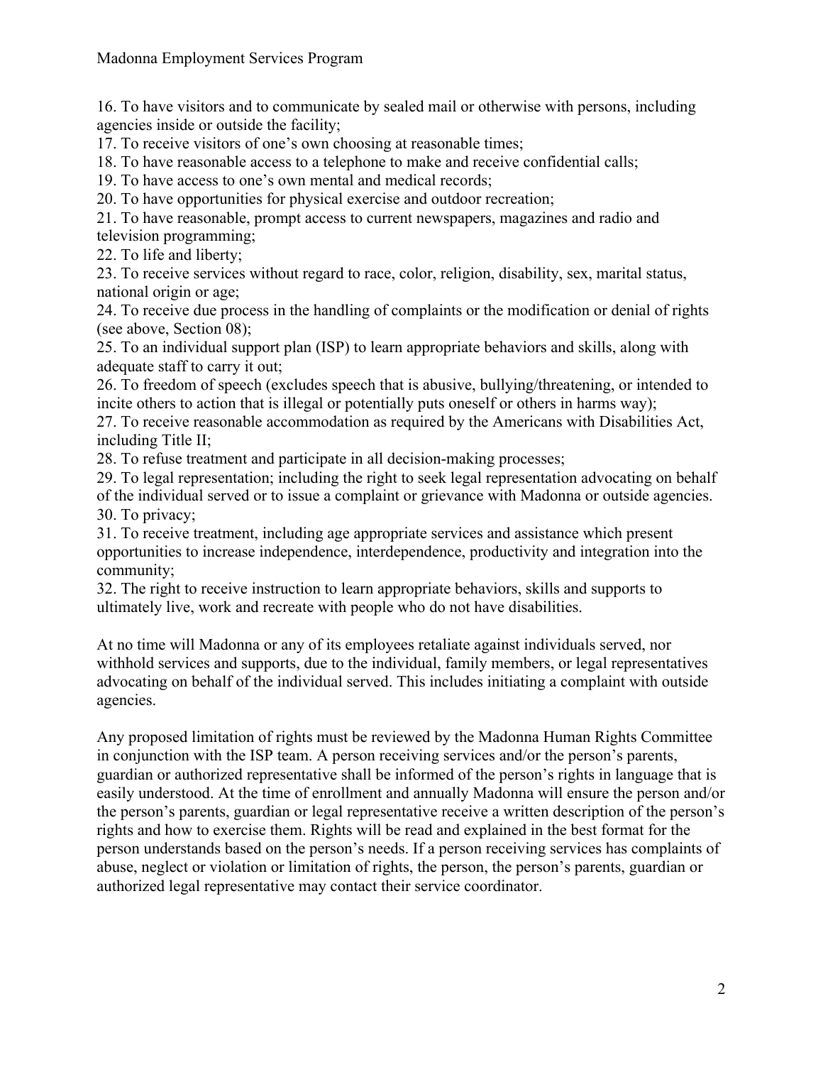16. To have visitors and to communicate by sealed mail or otherwise with persons, including agencies inside or outside the facility;
17. To receive visitors of one's own choosing at reasonable times;
18. To have reasonable access to a telephone to make and receive confidential calls;
19. To have access to one's own mental and medical records;
20. To have opportunities for physical exercise and outdoor recreation;
21. To have reasonable, prompt access to current newspapers, magazines and radio and television programming;
22. To life and liberty;
23. To receive services without regard to race, color, religion, disability, sex, marital status, national origin or age;
24. To receive due process in the handling of complaints or the modification or denial of rights (see above, Section 08);
25. To an individual support plan (ISP) to learn appropriate behaviors and skills, along with adequate staff to carry it out;
26. To freedom of speech (excludes speech that is abusive, bullying/threatening, or intended to incite others to action that is illegal or potentially puts oneself or others in harms way);
27. To receive reasonable accommodation as required by the Americans with Disabilities Act, including Title II;
28. To refuse treatment and participate in all decision-making processes;
29. To legal representation; including the right to seek legal representation advocating on behalf of the individual served or to issue a complaint or grievance with Madonna or outside agencies.
30. To privacy;
31. To receive treatment, including age appropriate services and assistance which present opportunities to increase independence, interdependence, productivity and integration into the community;
32. The right to receive instruction to learn appropriate behaviors, skills and supports to ultimately live, work and recreate with people who do not have disabilities.

At no time will Madonna or any of its employees retaliate against individuals served, nor withhold services and supports, due to the individual, family members, or legal representatives advocating on behalf of the individual served. This includes initiating a complaint with outside agencies.

Any proposed limitation of rights must be reviewed by the Madonna Human Rights Committee in conjunction with the ISP team. A person receiving services and/or the person's parents, guardian or authorized representative shall be informed of the person's rights in language that is easily understood. At the time of enrollment and annually Madonna will ensure the person and/or the person's parents, guardian or legal representative receive a written description of the person's rights and how to exercise them. Rights will be read and explained in the best format for the person understands based on the person's needs. If a person receiving services has complaints of abuse, neglect or violation or limitation of rights, the person, the person's parents, guardian or authorized legal representative may contact their service coordinator.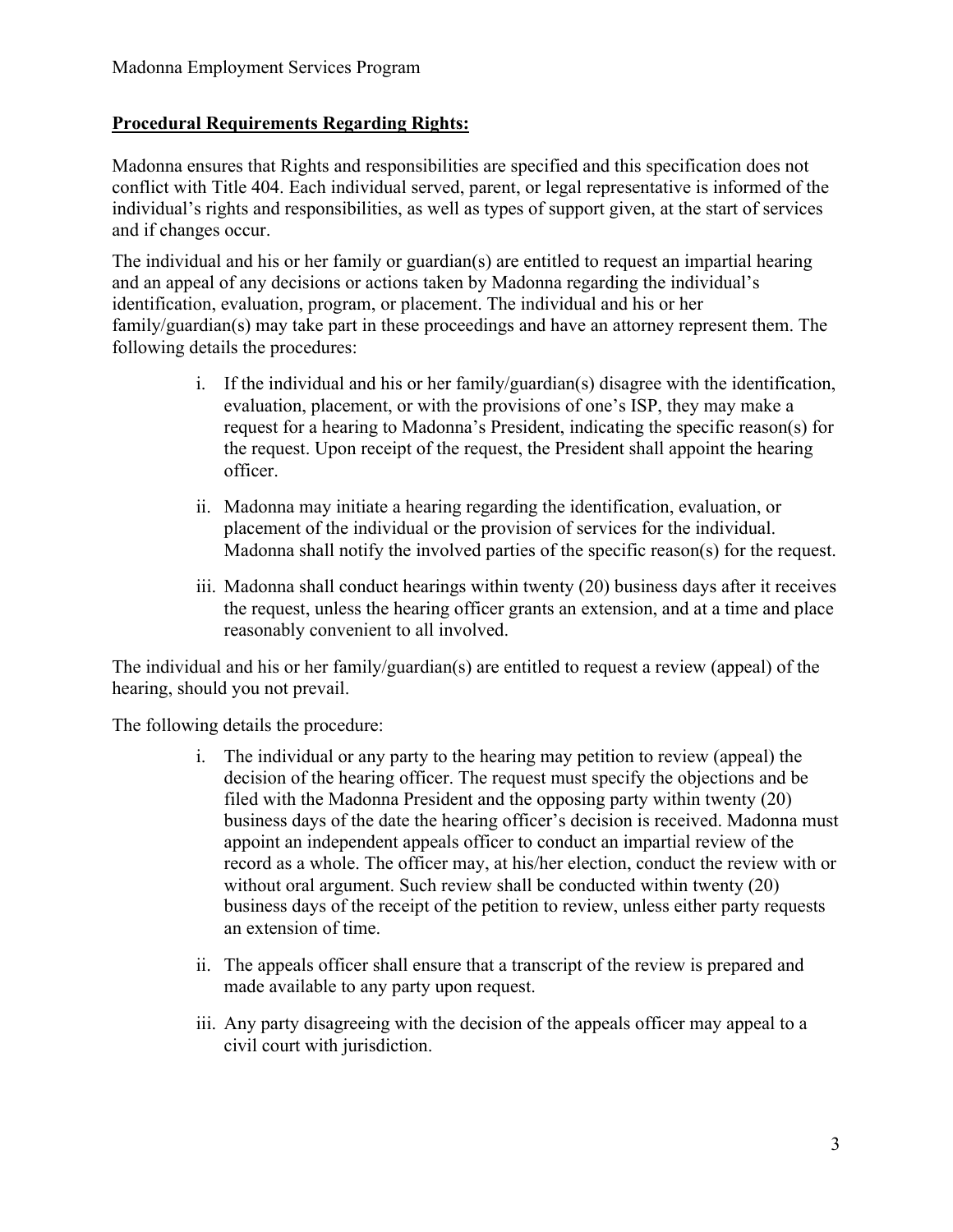## **Procedural Requirements Regarding Rights:**

Madonna ensures that Rights and responsibilities are specified and this specification does not conflict with Title 404. Each individual served, parent, or legal representative is informed of the individual's rights and responsibilities, as well as types of support given, at the start of services and if changes occur.

The individual and his or her family or guardian(s) are entitled to request an impartial hearing and an appeal of any decisions or actions taken by Madonna regarding the individual's identification, evaluation, program, or placement. The individual and his or her family/guardian(s) may take part in these proceedings and have an attorney represent them. The following details the procedures:

i. If the individual and his or her family/guardian(s) disagree with the identification, evaluation, placement, or with the provisions of one's ISP, they may make a request for a hearing to Madonna's President, indicating the specific reason(s) for the request. Upon receipt of the request, the President shall appoint the hearing officer.

ii. Madonna may initiate a hearing regarding the identification, evaluation, or placement of the individual or the provision of services for the individual. Madonna shall notify the involved parties of the specific reason(s) for the request.

iii. Madonna shall conduct hearings within twenty (20) business days after it receives the request, unless the hearing officer grants an extension, and at a time and place reasonably convenient to all involved.

The individual and his or her family/guardian(s) are entitled to request a review (appeal) of the hearing, should you not prevail.

The following details the procedure:

i. The individual or any party to the hearing may petition to review (appeal) the decision of the hearing officer. The request must specify the objections and be filed with the Madonna President and the opposing party within twenty (20) business days of the date the hearing officer's decision is received. Madonna must appoint an independent appeals officer to conduct an impartial review of the record as a whole. The officer may, at his/her election, conduct the review with or without oral argument. Such review shall be conducted within twenty (20) business days of the receipt of the petition to review, unless either party requests an extension of time.

ii. The appeals officer shall ensure that a transcript of the review is prepared and made available to any party upon request.

iii. Any party disagreeing with the decision of the appeals officer may appeal to a civil court with jurisdiction.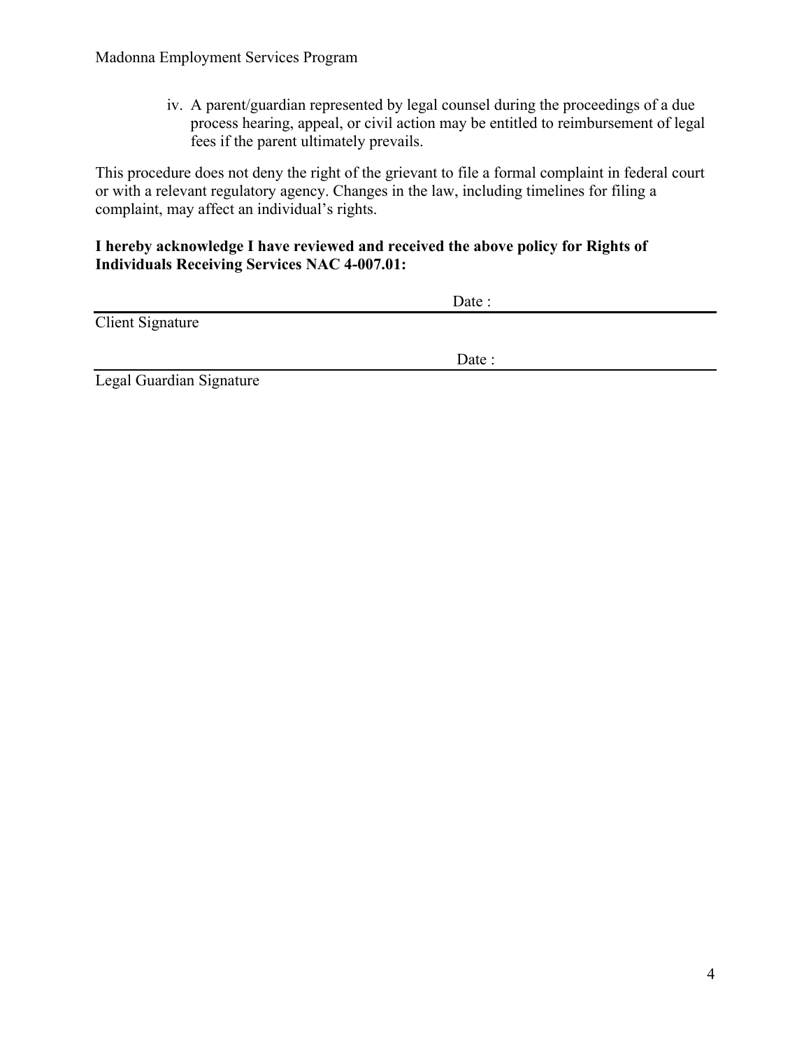iv. A parent/guardian represented by legal counsel during the proceedings of a due process hearing, appeal, or civil action may be entitled to reimbursement of legal fees if the parent ultimately prevails.

This procedure does not deny the right of the grievant to file a formal complaint in federal court or with a relevant regulatory agency. Changes in the law, including timelines for filing a complaint, may affect an individual's rights.

**I hereby acknowledge I have reviewed and received the above policy for Rights of Individuals Receiving Services NAC 4-007.01:**

Date :

Client Signature

Date :

Legal Guardian Signature